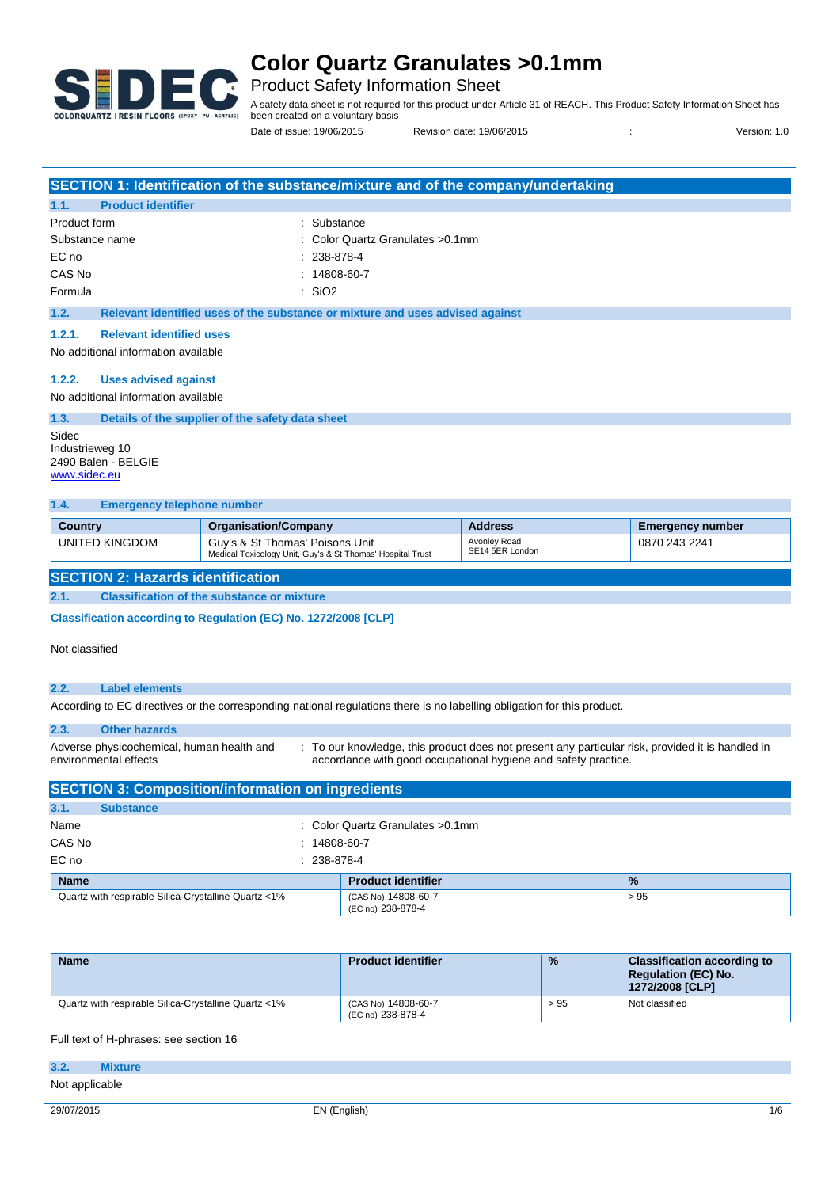# Color Quartz Granulates >0.1mm

Product Safety Information Sheet

A safety data sheet is not required for this product under Article 31 of REACH. This Product Safety Information Sheet has been created on a voluntary basis

Date of issue: 19/06/2015 Revision date: 19/06/2015 : Version: 1.0

## SECTION 1: Identification of the substance/mixture and of the company/undertaking

### 1.1. Product identifier

| | |
|---|---|
| Product form | : Substance |
| Substance name | : Color Quartz Granulates >0.1mm |
| EC no | : 238-878-4 |
| CAS No | : 14808-60-7 |
| Formula | : $SiO_2$ |

### 1.2. Relevant identified uses of the substance or mixture and uses advised against

#### 1.2.1. Relevant identified uses

No additional information available

#### 1.2.2. Uses advised against

No additional information available

### 1.3. Details of the supplier of the safety data sheet

Sidec
Industrieweg 10
2490 Balen - BELGIE
www.sidec.eu

### 1.4. Emergency telephone number

| Country | Organisation/Company | Address | Emergency number |
|---|---|---|---|
| UNITED KINGDOM | Guy's & St Thomas' Poisons Unit<br>Medical Toxicology Unit, Guy's & St Thomas' Hospital Trust | Avonley Road<br>SE14 5ER London | 0870 243 2241 |

## SECTION 2: Hazards identification

### 2.1. Classification of the substance or mixture

**Classification according to Regulation (EC) No. 1272/2008 [CLP]**

Not classified

### 2.2. Label elements

According to EC directives or the corresponding national regulations there is no labelling obligation for this product.

### 2.3. Other hazards

Adverse physicochemical, human health and environmental effects : To our knowledge, this product does not present any particular risk, provided it is handled in accordance with good occupational hygiene and safety practice.

## SECTION 3: Composition/information on ingredients

### 3.1. Substance

| | |
|---|---|
| Name | : Color Quartz Granulates >0.1mm |
| CAS No | : 14808-60-7 |
| EC no | : 238-878-4 |

| Name | Product identifier | % |
|---|---|---|
| Quartz with respirable Silica-Crystalline Quartz <1% | (CAS No) 14808-60-7<br>(EC no) 238-878-4 | > 95 |

| Name | Product identifier | % | Classification according to Regulation (EC) No. 1272/2008 [CLP] |
|---|---|---|---|
| Quartz with respirable Silica-Crystalline Quartz <1% | (CAS No) 14808-60-7<br>(EC no) 238-878-4 | > 95 | Not classified |

Full text of H-phrases: see section 16

### 3.2. Mixture

Not applicable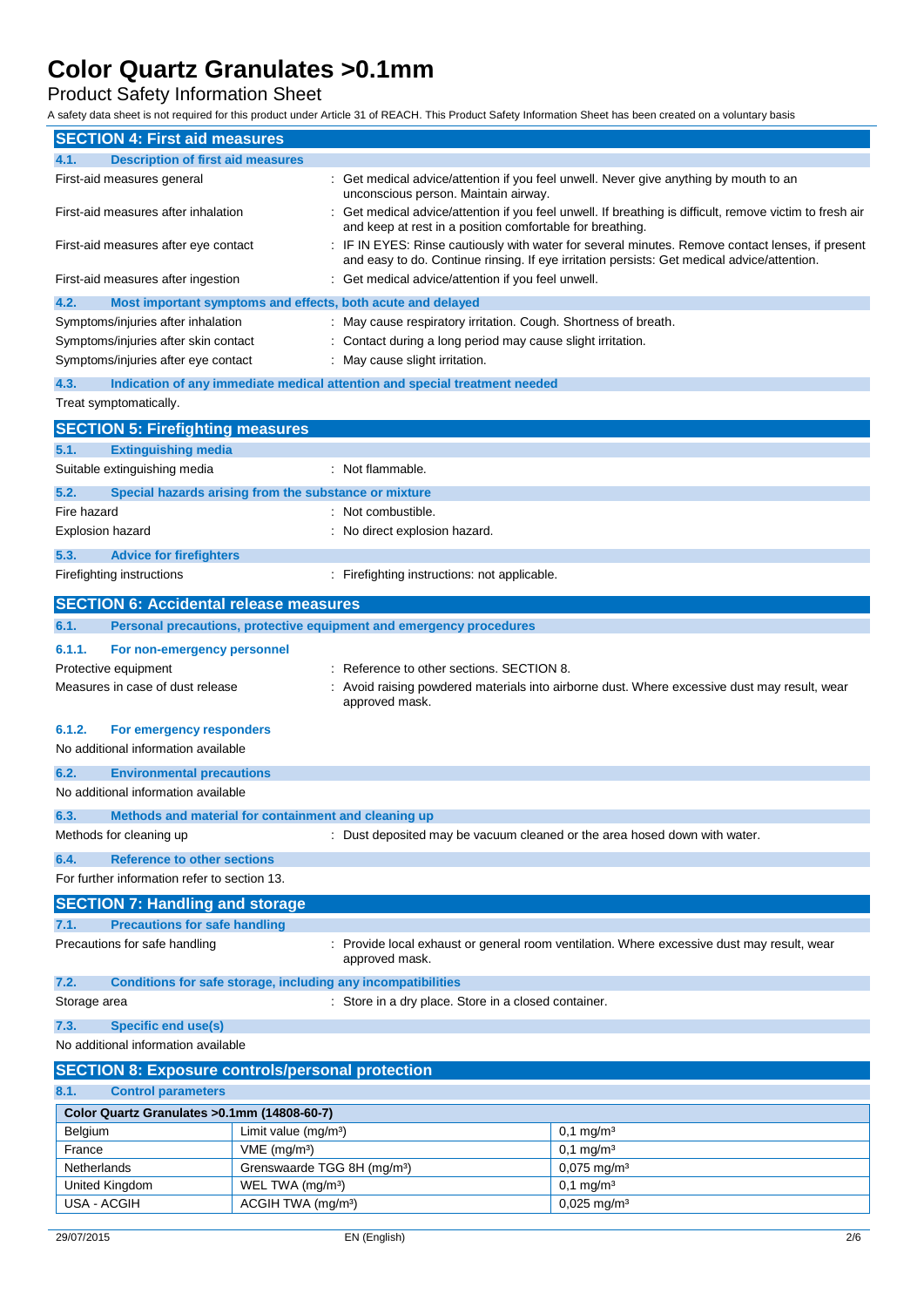# Color Quartz Granulates >0.1mm

Product Safety Information Sheet

A safety data sheet is not required for this product under Article 31 of REACH. This Product Safety Information Sheet has been created on a voluntary basis

## SECTION 4: First aid measures

### 4.1. Description of first aid measures

First-aid measures general : Get medical advice/attention if you feel unwell. Never give anything by mouth to an unconscious person. Maintain airway.

First-aid measures after inhalation : Get medical advice/attention if you feel unwell. If breathing is difficult, remove victim to fresh air and keep at rest in a position comfortable for breathing.

First-aid measures after eye contact : IF IN EYES: Rinse cautiously with water for several minutes. Remove contact lenses, if present and easy to do. Continue rinsing. If eye irritation persists: Get medical advice/attention.

First-aid measures after ingestion : Get medical advice/attention if you feel unwell.

### 4.2. Most important symptoms and effects, both acute and delayed

Symptoms/injuries after inhalation : May cause respiratory irritation. Cough. Shortness of breath.

Symptoms/injuries after skin contact : Contact during a long period may cause slight irritation.

Symptoms/injuries after eye contact : May cause slight irritation.

### 4.3. Indication of any immediate medical attention and special treatment needed

Treat symptomatically.

## SECTION 5: Firefighting measures

### 5.1. Extinguishing media

Suitable extinguishing media : Not flammable.

### 5.2. Special hazards arising from the substance or mixture

Fire hazard : Not combustible.

Explosion hazard : No direct explosion hazard.

### 5.3. Advice for firefighters

Firefighting instructions : Firefighting instructions: not applicable.

## SECTION 6: Accidental release measures

### 6.1. Personal precautions, protective equipment and emergency procedures

#### 6.1.1. For non-emergency personnel

Protective equipment : Reference to other sections. SECTION 8.

Measures in case of dust release : Avoid raising powdered materials into airborne dust. Where excessive dust may result, wear approved mask.

#### 6.1.2. For emergency responders

No additional information available

### 6.2. Environmental precautions

No additional information available

### 6.3. Methods and material for containment and cleaning up

Methods for cleaning up : Dust deposited may be vacuum cleaned or the area hosed down with water.

### 6.4. Reference to other sections

For further information refer to section 13.

## SECTION 7: Handling and storage

### 7.1. Precautions for safe handling

Precautions for safe handling : Provide local exhaust or general room ventilation. Where excessive dust may result, wear approved mask.

### 7.2. Conditions for safe storage, including any incompatibilities

Storage area : Store in a dry place. Store in a closed container.

### 7.3. Specific end use(s)

No additional information available

## SECTION 8: Exposure controls/personal protection

### 8.1. Control parameters

| Color Quartz Granulates >0.1mm (14808-60-7) | | |
|---|---|---|
| Belgium | Limit value (mg/m³) | 0,1 mg/m³ |
| France | VME (mg/m³) | 0,1 mg/m³ |
| Netherlands | Grenswaarde TGG 8H (mg/m³) | 0,075 mg/m³ |
| United Kingdom | WEL TWA (mg/m³) | 0,1 mg/m³ |
| USA - ACGIH | ACGIH TWA (mg/m³) | 0,025 mg/m³ |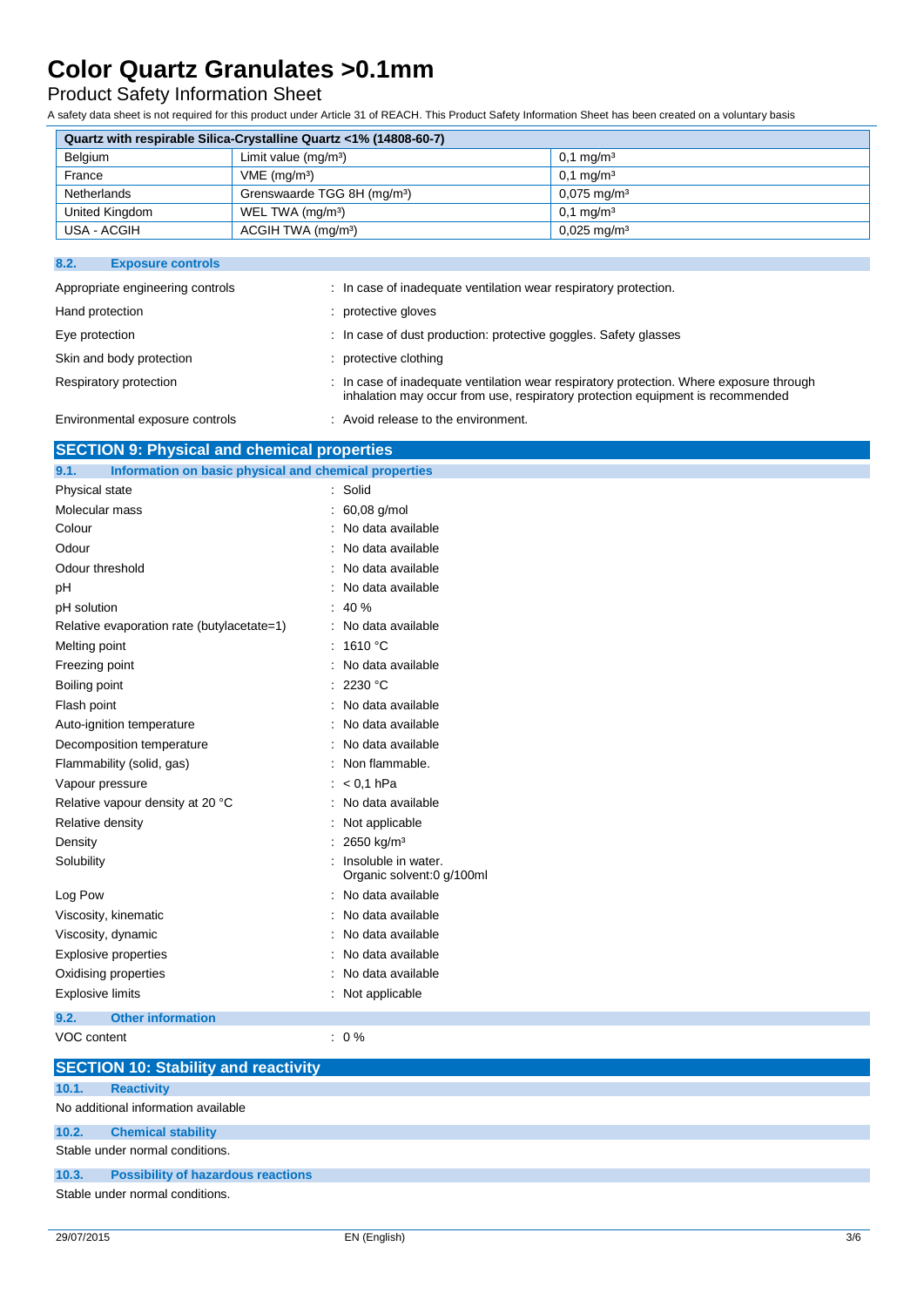| Quartz with respirable Silica-Crystalline Quartz <1% (14808-60-7) | | |
|---|---|---|
| Belgium | Limit value (mg/m³) | 0,1 mg/m³ |
| France | VME (mg/m³) | 0,1 mg/m³ |
| Netherlands | Grenswaarde TGG 8H (mg/m³) | 0,075 mg/m³ |
| United Kingdom | WEL TWA (mg/m³) | 0,1 mg/m³ |
| USA - ACGIH | ACGIH TWA (mg/m³) | 0,025 mg/m³ |

### 8.2. Exposure controls

Appropriate engineering controls : In case of inadequate ventilation wear respiratory protection.

Hand protection : protective gloves

Eye protection : In case of dust production: protective goggles. Safety glasses

Skin and body protection : protective clothing

Respiratory protection : In case of inadequate ventilation wear respiratory protection. Where exposure through inhalation may occur from use, respiratory protection equipment is recommended

Environmental exposure controls : Avoid release to the environment.

## SECTION 9: Physical and chemical properties

### 9.1. Information on basic physical and chemical properties

Physical state : Solid

Molecular mass : 60,08 g/mol

Colour : No data available

Odour : No data available

Odour threshold : No data available

pH : No data available

pH solution : 40 %

Relative evaporation rate (butylacetate=1) : No data available

Melting point : 1610 °C

Freezing point : No data available

Boiling point : 2230 °C

Flash point : No data available

Auto-ignition temperature : No data available

Decomposition temperature : No data available

Flammability (solid, gas) : Non flammable.

Vapour pressure : < 0,1 hPa

Relative vapour density at 20 °C : No data available

Relative density : Not applicable

Density : 2650 kg/m³

Solubility : Insoluble in water.
Organic solvent:0 g/100ml

Log Pow : No data available

Viscosity, kinematic : No data available

Viscosity, dynamic : No data available

Explosive properties : No data available

Oxidising properties : No data available

Explosive limits : Not applicable

### 9.2. Other information

VOC content : 0 %

## SECTION 10: Stability and reactivity

### 10.1. Reactivity

No additional information available

### 10.2. Chemical stability

Stable under normal conditions.

### 10.3. Possibility of hazardous reactions

Stable under normal conditions.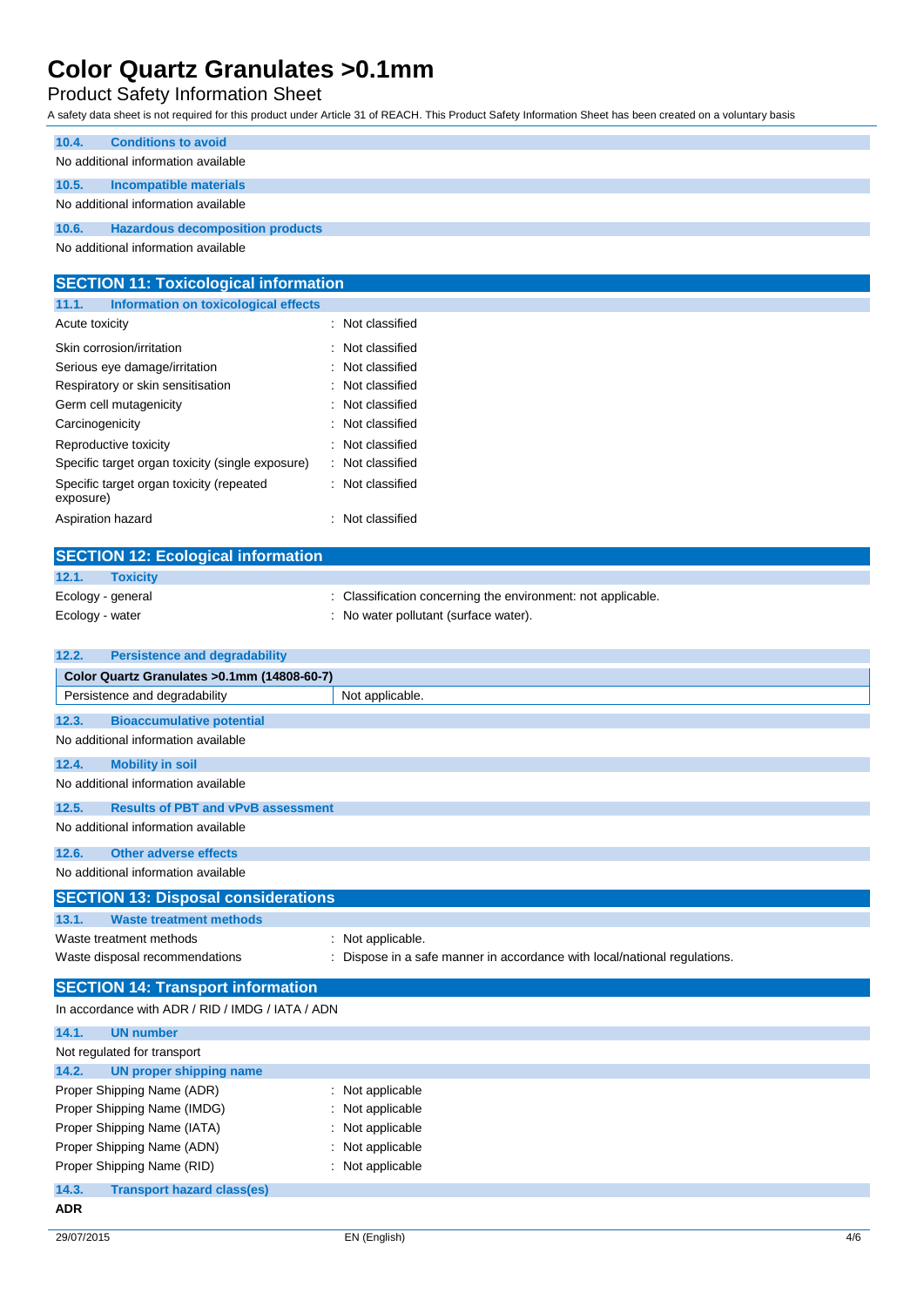#### 10.4. Conditions to avoid

No additional information available

#### 10.5. Incompatible materials

No additional information available

#### 10.6. Hazardous decomposition products

No additional information available

## SECTION 11: Toxicological information

#### 11.1. Information on toxicological effects

| | |
|---|---|
| Acute toxicity | : Not classified |
| Skin corrosion/irritation | : Not classified |
| Serious eye damage/irritation | : Not classified |
| Respiratory or skin sensitisation | : Not classified |
| Germ cell mutagenicity | : Not classified |
| Carcinogenicity | : Not classified |
| Reproductive toxicity | : Not classified |
| Specific target organ toxicity (single exposure) | : Not classified |
| Specific target organ toxicity (repeated exposure) | : Not classified |
| Aspiration hazard | : Not classified |

## SECTION 12: Ecological information

#### 12.1. Toxicity

| | |
|---|---|
| Ecology - general | : Classification concerning the environment: not applicable. |
| Ecology - water | : No water pollutant (surface water). |

#### 12.2. Persistence and degradability

| Color Quartz Granulates >0.1mm (14808-60-7) | |
|---|---|
| Persistence and degradability | Not applicable. |

#### 12.3. Bioaccumulative potential

No additional information available

#### 12.4. Mobility in soil

No additional information available

#### 12.5. Results of PBT and vPvB assessment

No additional information available

#### 12.6. Other adverse effects

No additional information available

## SECTION 13: Disposal considerations

#### 13.1. Waste treatment methods

| | |
|---|---|
| Waste treatment methods | : Not applicable. |
| Waste disposal recommendations | : Dispose in a safe manner in accordance with local/national regulations. |

## SECTION 14: Transport information

In accordance with ADR / RID / IMDG / IATA / ADN

#### 14.1. UN number

Not regulated for transport

#### 14.2. UN proper shipping name

| | |
|---|---|
| Proper Shipping Name (ADR) | : Not applicable |
| Proper Shipping Name (IMDG) | : Not applicable |
| Proper Shipping Name (IATA) | : Not applicable |
| Proper Shipping Name (ADN) | : Not applicable |
| Proper Shipping Name (RID) | : Not applicable |

#### 14.3. Transport hazard class(es)

**ADR**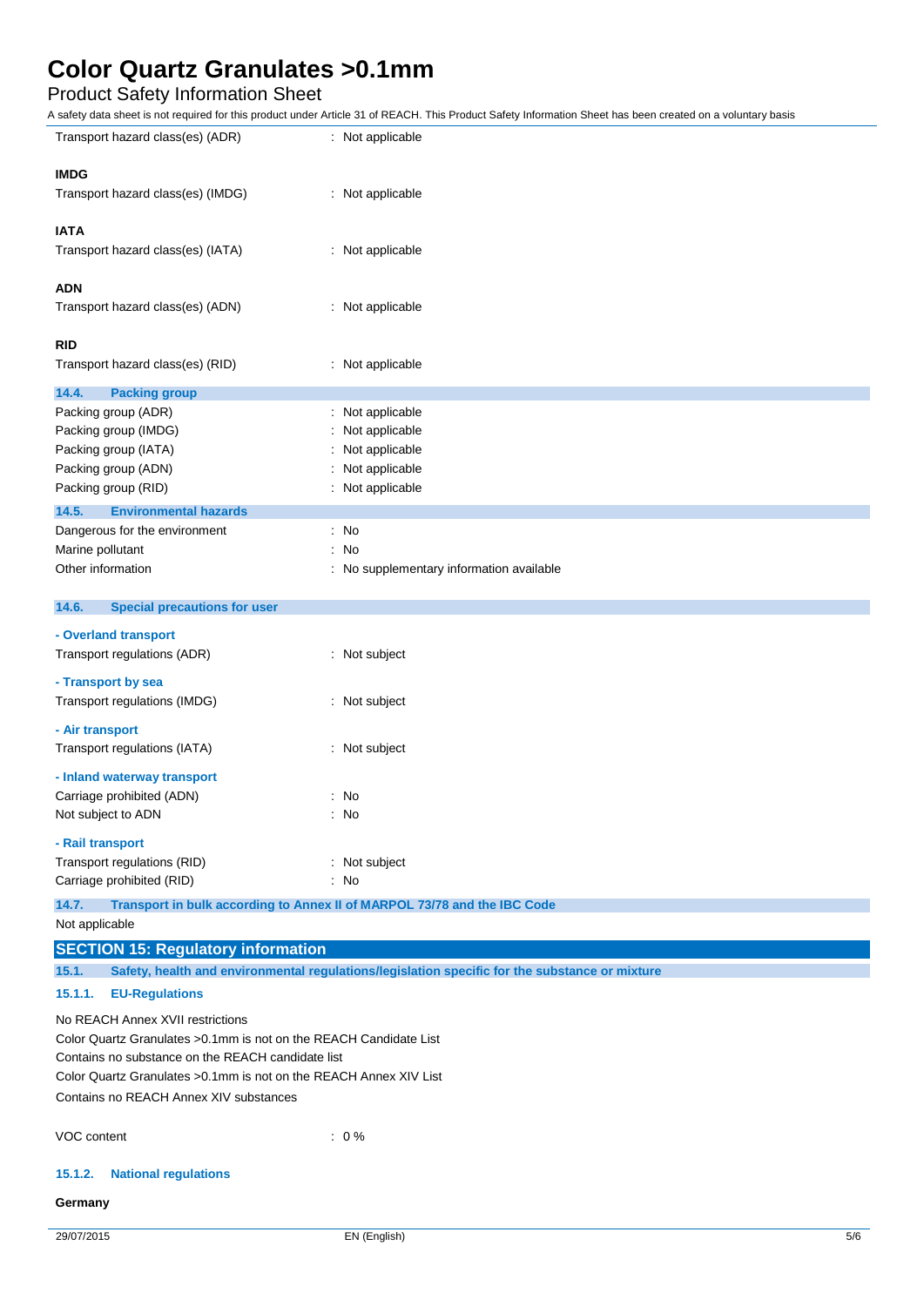Transport hazard class(es) (ADR) : Not applicable

**IMDG**

Transport hazard class(es) (IMDG) : Not applicable

**IATA**

Transport hazard class(es) (IATA) : Not applicable

**ADN**

Transport hazard class(es) (ADN) : Not applicable

**RID**

Transport hazard class(es) (RID) : Not applicable

### 14.4. Packing group

Packing group (ADR) : Not applicable
Packing group (IMDG) : Not applicable
Packing group (IATA) : Not applicable
Packing group (ADN) : Not applicable
Packing group (RID) : Not applicable

### 14.5. Environmental hazards

Dangerous for the environment : No
Marine pollutant : No
Other information : No supplementary information available

### 14.6. Special precautions for user

**- Overland transport**

Transport regulations (ADR) : Not subject

**- Transport by sea**

Transport regulations (IMDG) : Not subject

**- Air transport**

Transport regulations (IATA) : Not subject

**- Inland waterway transport**

Carriage prohibited (ADN) : No
Not subject to ADN : No

**- Rail transport**

Transport regulations (RID) : Not subject
Carriage prohibited (RID) : No

### 14.7. Transport in bulk according to Annex II of MARPOL 73/78 and the IBC Code

Not applicable

## SECTION 15: Regulatory information

### 15.1. Safety, health and environmental regulations/legislation specific for the substance or mixture

#### 15.1.1. EU-Regulations

No REACH Annex XVII restrictions
Color Quartz Granulates >0.1mm is not on the REACH Candidate List
Contains no substance on the REACH candidate list
Color Quartz Granulates >0.1mm is not on the REACH Annex XIV List
Contains no REACH Annex XIV substances

VOC content : 0 %

#### 15.1.2. National regulations

**Germany**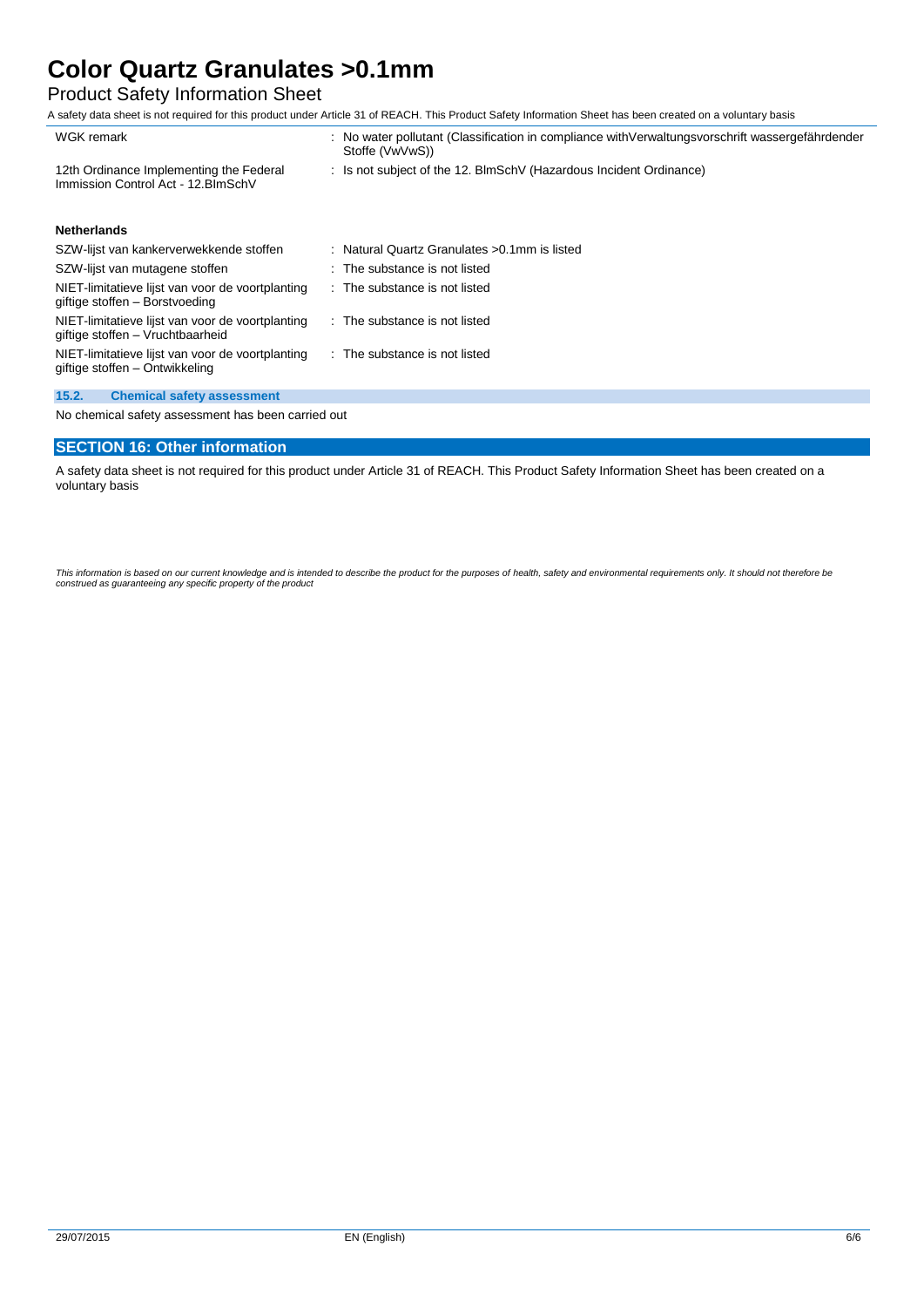| | |
|---|---|
| WGK remark | : No water pollutant (Classification in compliance withVerwaltungsvorschrift wassergefährdender Stoffe (VwVwS)) |
| 12th Ordinance Implementing the Federal Immission Control Act - 12.BImSchV | : Is not subject of the 12. BlmSchV (Hazardous Incident Ordinance) |

**Netherlands**

| | |
|---|---|
| SZW-lijst van kankerverwekkende stoffen | : Natural Quartz Granulates >0.1mm is listed |
| SZW-lijst van mutagene stoffen | : The substance is not listed |
| NIET-limitatieve lijst van voor de voortplanting giftige stoffen – Borstvoeding | : The substance is not listed |
| NIET-limitatieve lijst van voor de voortplanting giftige stoffen – Vruchtbaarheid | : The substance is not listed |
| NIET-limitatieve lijst van voor de voortplanting giftige stoffen – Ontwikkeling | : The substance is not listed |

### 15.2. Chemical safety assessment

No chemical safety assessment has been carried out

## SECTION 16: Other information

A safety data sheet is not required for this product under Article 31 of REACH. This Product Safety Information Sheet has been created on a voluntary basis

*This information is based on our current knowledge and is intended to describe the product for the purposes of health, safety and environmental requirements only. It should not therefore be construed as guaranteeing any specific property of the product*